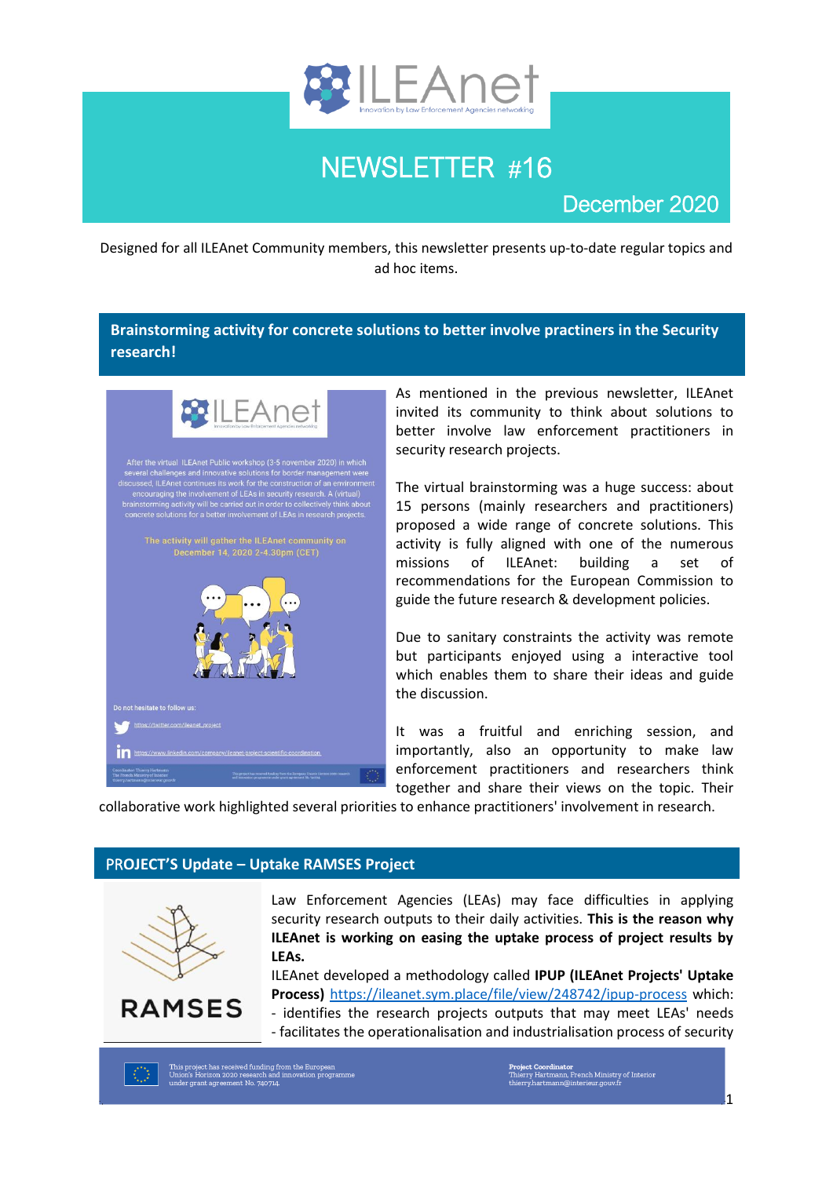# NEWSLETTER #16

December 2020

Designed for all ILEAnet Community members, this newsletter presents up-to-date regular topics and ad hoc items.

## Brainstorming activity for concrete solutions to better involve practiners in the Security research!

As mentioned in the previous newsletter, ILEAnet invited its community to think about solutions to better involve law enforcement practitioners in security research projects.

The virtual brainstorming was a huge success: about 15 persons (mainly researchers and practitioners) proposed a wide range of concrete solutions. This activity is fully aligned with one of the numerous missions of ILEAnet: building a set of recommendations for the European Commission to guide the future research & development policies.

Due to sanitary constraints the activity was remote but participants enjoyed using a interactive tool which enables them to share their ideas and guide the discussion.

It was a fruitful and enriching session, and importantly, also an opportunity to make law enforcement practitioners and researchers think together and share their views on the topic. Their collaborative work highlighted several priorities to enhance practitioners' involvement in research.

## PROJECT'S Update – Uptake RAMSES Project

Law Enforcement Agencies (LEAs) may face difficulties in applying security research outputs to their daily activities. **This is the reason why ILEAnet is working on easing the uptake process of project results by LEAs.**

ILEAnet developed a methodology called **IPUP (ILEAnet Projects' Uptake Process)** https://ileanet.sym.place/file/view/248742/ipup-process which:

- identifies the research projects outputs that may meet LEAs' needs
- facilitates the operationalisation and industrialisation process of security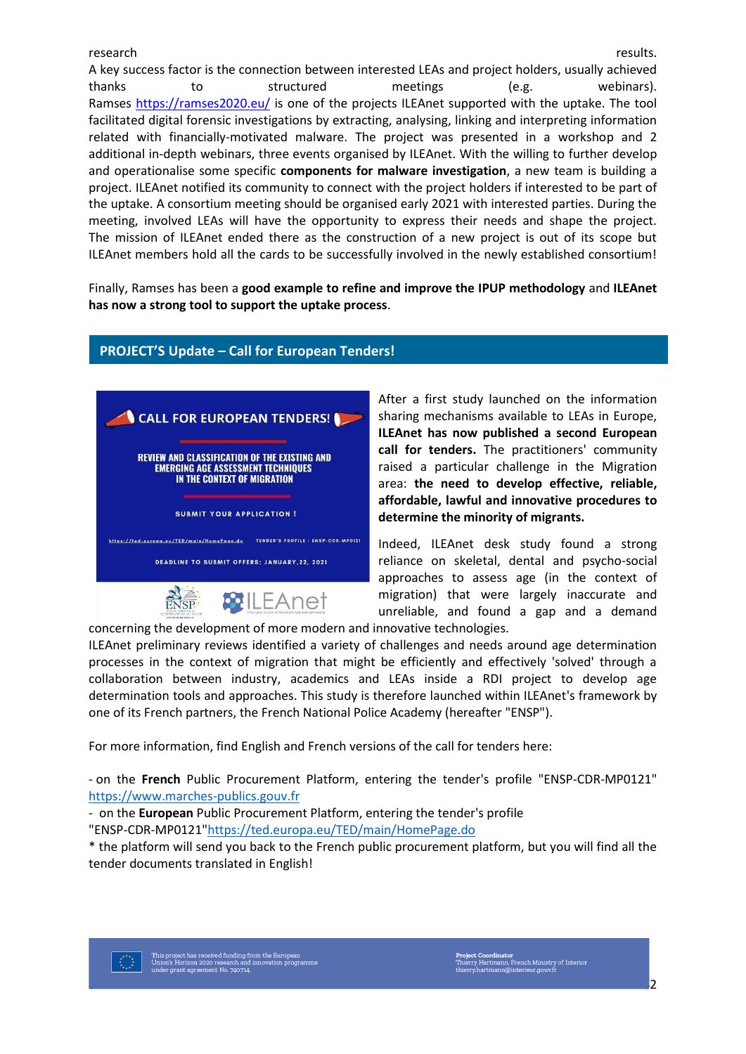research results.
A key success factor is the connection between interested LEAs and project holders, usually achieved thanks to structured meetings (e.g. webinars).
Ramses https://ramses2020.eu/ is one of the projects ILEAnet supported with the uptake. The tool facilitated digital forensic investigations by extracting, analysing, linking and interpreting information related with financially-motivated malware. The project was presented in a workshop and 2 additional in-depth webinars, three events organised by ILEAnet. With the willing to further develop and operationalise some specific **components for malware investigation**, a new team is building a project. ILEAnet notified its community to connect with the project holders if interested to be part of the uptake. A consortium meeting should be organised early 2021 with interested parties. During the meeting, involved LEAs will have the opportunity to express their needs and shape the project. The mission of ILEAnet ended there as the construction of a new project is out of its scope but ILEAnet members hold all the cards to be successfully involved in the newly established consortium!

Finally, Ramses has been a **good example to refine and improve the IPUP methodology** and **ILEAnet has now a strong tool to support the uptake process**.

## PROJECT'S Update – Call for European Tenders!

After a first study launched on the information sharing mechanisms available to LEAs in Europe, **ILEAnet has now published a second European call for tenders.** The practitioners' community raised a particular challenge in the Migration area: **the need to develop effective, reliable, affordable, lawful and innovative procedures to determine the minority of migrants.**

Indeed, ILEAnet desk study found a strong reliance on skeletal, dental and psycho-social approaches to assess age (in the context of migration) that were largely inaccurate and unreliable, and found a gap and a demand concerning the development of more modern and innovative technologies.
ILEAnet preliminary reviews identified a variety of challenges and needs around age determination processes in the context of migration that might be efficiently and effectively 'solved' through a collaboration between industry, academics and LEAs inside a RDI project to develop age determination tools and approaches. This study is therefore launched within ILEAnet's framework by one of its French partners, the French National Police Academy (hereafter "ENSP").

For more information, find English and French versions of the call for tenders here:

- on the **French** Public Procurement Platform, entering the tender's profile "ENSP-CDR-MP0121" https://www.marches-publics.gouv.fr
- on the **European** Public Procurement Platform, entering the tender's profile "ENSP-CDR-MP0121" https://ted.europa.eu/TED/main/HomePage.do

* the platform will send you back to the French public procurement platform, but you will find all the tender documents translated in English!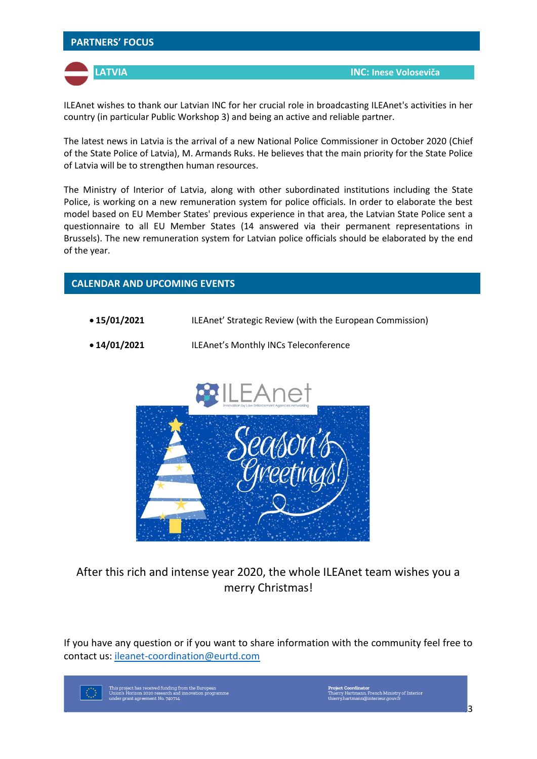## PARTNERS' FOCUS

### LATVIA — INC: Inese Voloseviča

ILEAnet wishes to thank our Latvian INC for her crucial role in broadcasting ILEAnet's activities in her country (in particular Public Workshop 3) and being an active and reliable partner.

The latest news in Latvia is the arrival of a new National Police Commissioner in October 2020 (Chief of the State Police of Latvia), M. Armands Ruks. He believes that the main priority for the State Police of Latvia will be to strengthen human resources.

The Ministry of Interior of Latvia, along with other subordinated institutions including the State Police, is working on a new remuneration system for police officials. In order to elaborate the best model based on EU Member States' previous experience in that area, the Latvian State Police sent a questionnaire to all EU Member States (14 answered via their permanent representations in Brussels). The new remuneration system for Latvian police officials should be elaborated by the end of the year.

## CALENDAR AND UPCOMING EVENTS

- **15/01/2021** ILEAnet' Strategic Review (with the European Commission)
- **14/01/2021** ILEAnet's Monthly INCs Teleconference

After this rich and intense year 2020, the whole ILEAnet team wishes you a merry Christmas!

If you have any question or if you want to share information with the community feel free to contact us: ileanet-coordination@eurtd.com

This project has received funding from the European Union's Horizon 2020 research and innovation programme under grant agreement No. 740714.

**Project Coordinator**
Thierry Hartmann, French Ministry of Interior
thierry.hartmann@interieur.gouv.fr